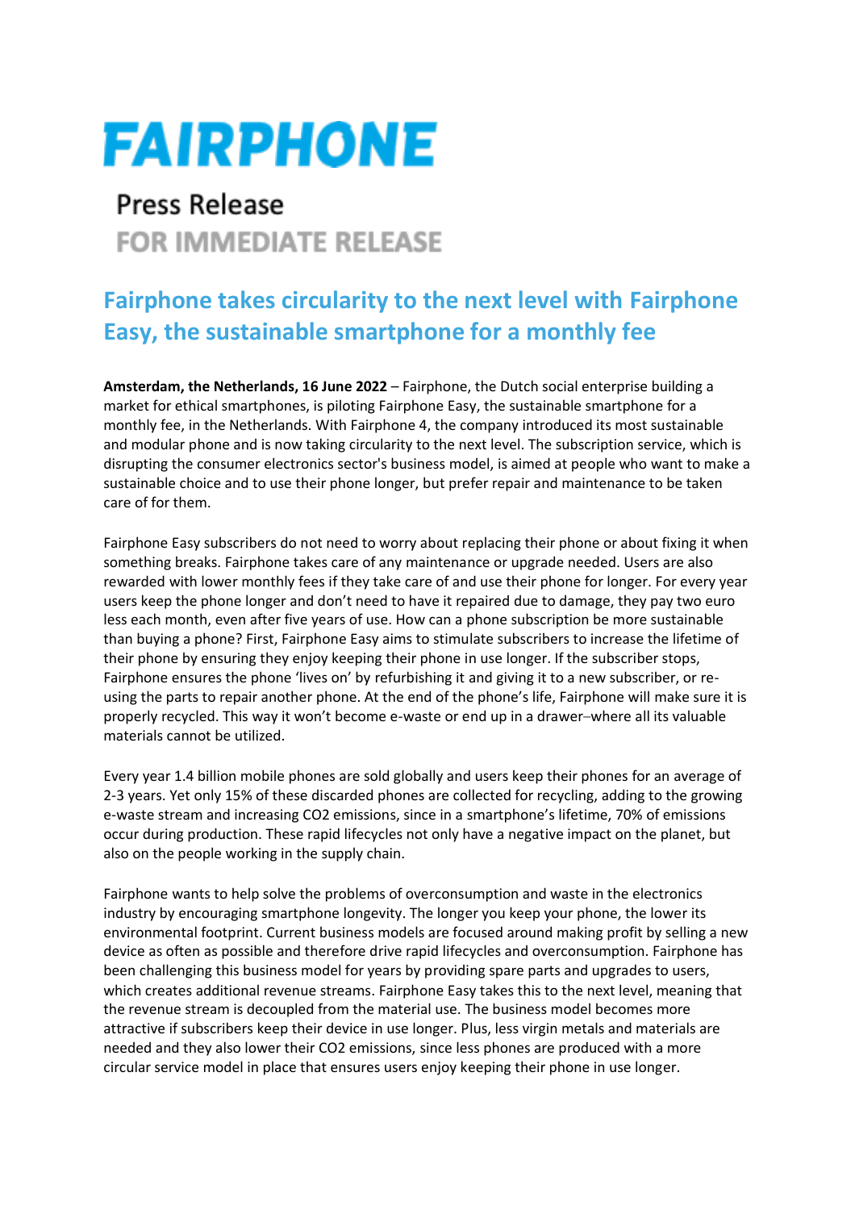# FAIRPHONE

Press Release

FOR IMMEDIATE RELEASE

## Fairphone takes circularity to the next level with Fairphone Easy, the sustainable smartphone for a monthly fee

**Amsterdam, the Netherlands, 16 June 2022** – Fairphone, the Dutch social enterprise building a market for ethical smartphones, is piloting Fairphone Easy, the sustainable smartphone for a monthly fee, in the Netherlands. With Fairphone 4, the company introduced its most sustainable and modular phone and is now taking circularity to the next level. The subscription service, which is disrupting the consumer electronics sector's business model, is aimed at people who want to make a sustainable choice and to use their phone longer, but prefer repair and maintenance to be taken care of for them.

Fairphone Easy subscribers do not need to worry about replacing their phone or about fixing it when something breaks. Fairphone takes care of any maintenance or upgrade needed. Users are also rewarded with lower monthly fees if they take care of and use their phone for longer. For every year users keep the phone longer and don't need to have it repaired due to damage, they pay two euro less each month, even after five years of use. How can a phone subscription be more sustainable than buying a phone? First, Fairphone Easy aims to stimulate subscribers to increase the lifetime of their phone by ensuring they enjoy keeping their phone in use longer. If the subscriber stops, Fairphone ensures the phone 'lives on' by refurbishing it and giving it to a new subscriber, or re-using the parts to repair another phone. At the end of the phone's life, Fairphone will make sure it is properly recycled. This way it won't become e-waste or end up in a drawer–where all its valuable materials cannot be utilized.

Every year 1.4 billion mobile phones are sold globally and users keep their phones for an average of 2-3 years. Yet only 15% of these discarded phones are collected for recycling, adding to the growing e-waste stream and increasing $CO_2$ emissions, since in a smartphone's lifetime, 70% of emissions occur during production. These rapid lifecycles not only have a negative impact on the planet, but also on the people working in the supply chain.

Fairphone wants to help solve the problems of overconsumption and waste in the electronics industry by encouraging smartphone longevity. The longer you keep your phone, the lower its environmental footprint. Current business models are focused around making profit by selling a new device as often as possible and therefore drive rapid lifecycles and overconsumption. Fairphone has been challenging this business model for years by providing spare parts and upgrades to users, which creates additional revenue streams. Fairphone Easy takes this to the next level, meaning that the revenue stream is decoupled from the material use. The business model becomes more attractive if subscribers keep their device in use longer. Plus, less virgin metals and materials are needed and they also lower their $CO_2$ emissions, since less phones are produced with a more circular service model in place that ensures users enjoy keeping their phone in use longer.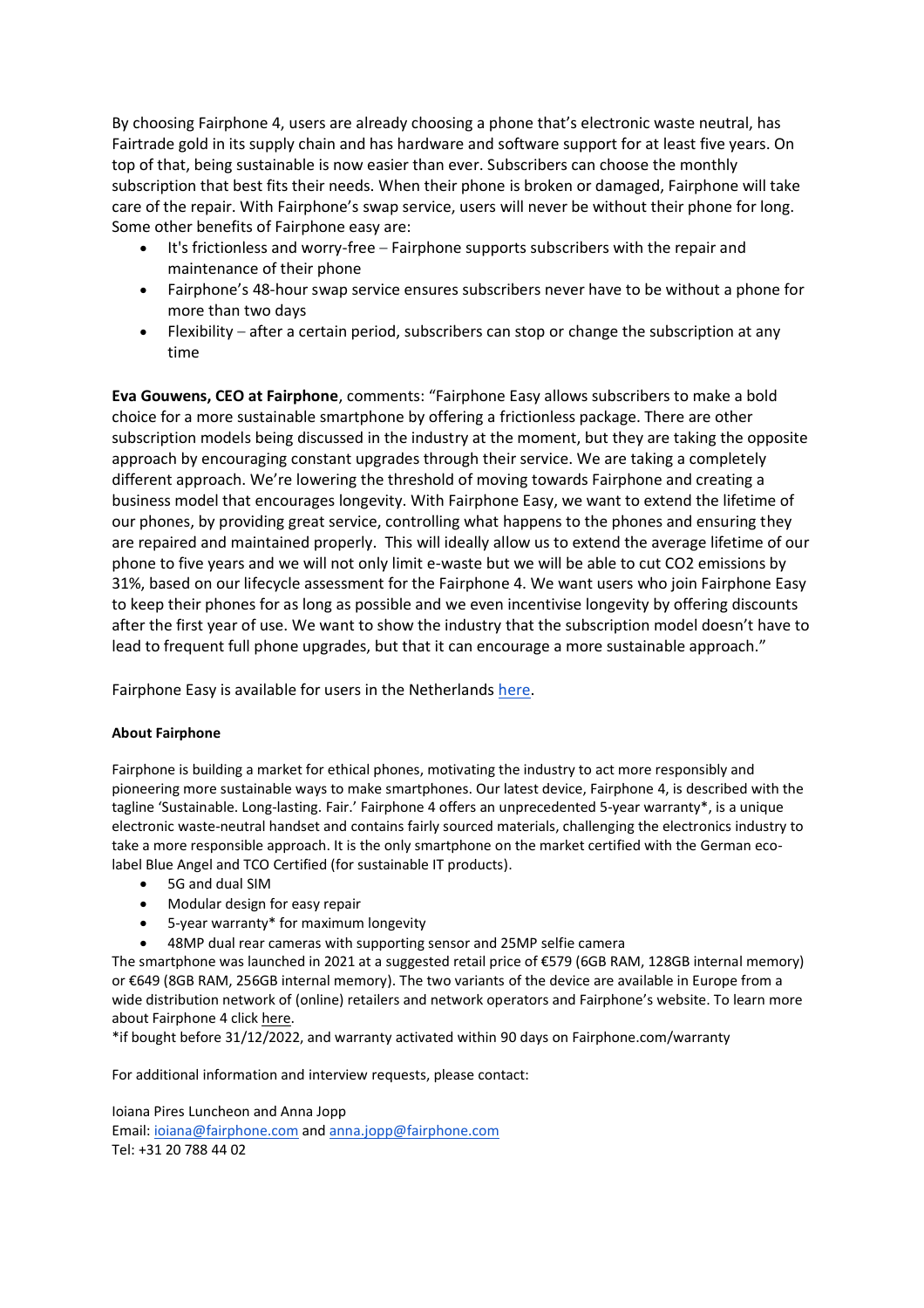By choosing Fairphone 4, users are already choosing a phone that's electronic waste neutral, has Fairtrade gold in its supply chain and has hardware and software support for at least five years. On top of that, being sustainable is now easier than ever. Subscribers can choose the monthly subscription that best fits their needs. When their phone is broken or damaged, Fairphone will take care of the repair. With Fairphone's swap service, users will never be without their phone for long. Some other benefits of Fairphone easy are:

- It's frictionless and worry-free – Fairphone supports subscribers with the repair and maintenance of their phone
- Fairphone's 48-hour swap service ensures subscribers never have to be without a phone for more than two days
- Flexibility – after a certain period, subscribers can stop or change the subscription at any time

**Eva Gouwens, CEO at Fairphone**, comments: "Fairphone Easy allows subscribers to make a bold choice for a more sustainable smartphone by offering a frictionless package. There are other subscription models being discussed in the industry at the moment, but they are taking the opposite approach by encouraging constant upgrades through their service. We are taking a completely different approach. We're lowering the threshold of moving towards Fairphone and creating a business model that encourages longevity. With Fairphone Easy, we want to extend the lifetime of our phones, by providing great service, controlling what happens to the phones and ensuring they are repaired and maintained properly. This will ideally allow us to extend the average lifetime of our phone to five years and we will not only limit e-waste but we will be able to cut $CO_2$ emissions by 31%, based on our lifecycle assessment for the Fairphone 4. We want users who join Fairphone Easy to keep their phones for as long as possible and we even incentivise longevity by offering discounts after the first year of use. We want to show the industry that the subscription model doesn't have to lead to frequent full phone upgrades, but that it can encourage a more sustainable approach."

Fairphone Easy is available for users in the Netherlands here.

**About Fairphone**

Fairphone is building a market for ethical phones, motivating the industry to act more responsibly and pioneering more sustainable ways to make smartphones. Our latest device, Fairphone 4, is described with the tagline 'Sustainable. Long-lasting. Fair.' Fairphone 4 offers an unprecedented 5-year warranty*, is a unique electronic waste-neutral handset and contains fairly sourced materials, challenging the electronics industry to take a more responsible approach. It is the only smartphone on the market certified with the German eco-label Blue Angel and TCO Certified (for sustainable IT products).

- 5G and dual SIM
- Modular design for easy repair
- 5-year warranty* for maximum longevity
- 48MP dual rear cameras with supporting sensor and 25MP selfie camera

The smartphone was launched in 2021 at a suggested retail price of €579 (6GB RAM, 128GB internal memory) or €649 (8GB RAM, 256GB internal memory). The two variants of the device are available in Europe from a wide distribution network of (online) retailers and network operators and Fairphone's website. To learn more about Fairphone 4 click here.

*if bought before 31/12/2022, and warranty activated within 90 days on Fairphone.com/warranty

For additional information and interview requests, please contact:

Ioiana Pires Luncheon and Anna Jopp
Email: ioiana@fairphone.com and anna.jopp@fairphone.com
Tel: +31 20 788 44 02